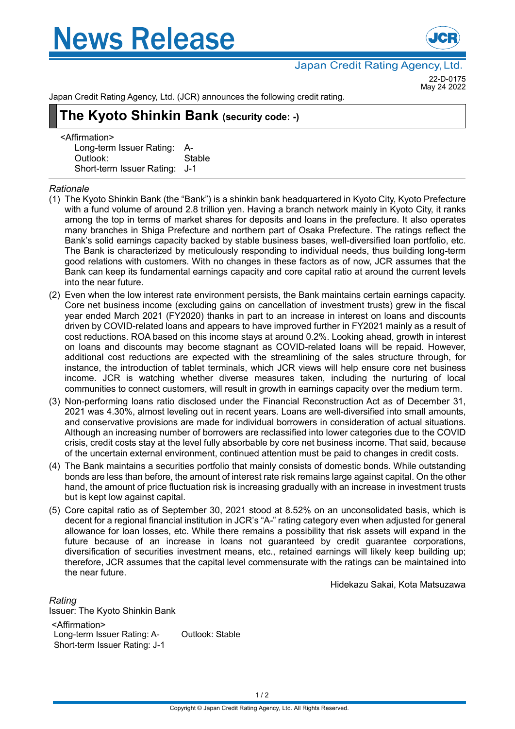# News Release

Japan Credit Rating Agency, Ltd.

22-D-0175
May 24 2022

Japan Credit Rating Agency, Ltd. (JCR) announces the following credit rating.

## The Kyoto Shinkin Bank (security code: -)

<Affirmation>

Long-term Issuer Rating: A-
Outlook: Stable
Short-term Issuer Rating: J-1

*Rationale*

(1) The Kyoto Shinkin Bank (the "Bank") is a shinkin bank headquartered in Kyoto City, Kyoto Prefecture with a fund volume of around 2.8 trillion yen. Having a branch network mainly in Kyoto City, it ranks among the top in terms of market shares for deposits and loans in the prefecture. It also operates many branches in Shiga Prefecture and northern part of Osaka Prefecture. The ratings reflect the Bank's solid earnings capacity backed by stable business bases, well-diversified loan portfolio, etc. The Bank is characterized by meticulously responding to individual needs, thus building long-term good relations with customers. With no changes in these factors as of now, JCR assumes that the Bank can keep its fundamental earnings capacity and core capital ratio at around the current levels into the near future.

(2) Even when the low interest rate environment persists, the Bank maintains certain earnings capacity. Core net business income (excluding gains on cancellation of investment trusts) grew in the fiscal year ended March 2021 (FY2020) thanks in part to an increase in interest on loans and discounts driven by COVID-related loans and appears to have improved further in FY2021 mainly as a result of cost reductions. ROA based on this income stays at around 0.2%. Looking ahead, growth in interest on loans and discounts may become stagnant as COVID-related loans will be repaid. However, additional cost reductions are expected with the streamlining of the sales structure through, for instance, the introduction of tablet terminals, which JCR views will help ensure core net business income. JCR is watching whether diverse measures taken, including the nurturing of local communities to connect customers, will result in growth in earnings capacity over the medium term.

(3) Non-performing loans ratio disclosed under the Financial Reconstruction Act as of December 31, 2021 was 4.30%, almost leveling out in recent years. Loans are well-diversified into small amounts, and conservative provisions are made for individual borrowers in consideration of actual situations. Although an increasing number of borrowers are reclassified into lower categories due to the COVID crisis, credit costs stay at the level fully absorbable by core net business income. That said, because of the uncertain external environment, continued attention must be paid to changes in credit costs.

(4) The Bank maintains a securities portfolio that mainly consists of domestic bonds. While outstanding bonds are less than before, the amount of interest rate risk remains large against capital. On the other hand, the amount of price fluctuation risk is increasing gradually with an increase in investment trusts but is kept low against capital.

(5) Core capital ratio as of September 30, 2021 stood at 8.52% on an unconsolidated basis, which is decent for a regional financial institution in JCR's "A-" rating category even when adjusted for general allowance for loan losses, etc. While there remains a possibility that risk assets will expand in the future because of an increase in loans not guaranteed by credit guarantee corporations, diversification of securities investment means, etc., retained earnings will likely keep building up; therefore, JCR assumes that the capital level commensurate with the ratings can be maintained into the near future.

Hidekazu Sakai, Kota Matsuzawa

*Rating*

Issuer: The Kyoto Shinkin Bank

<Affirmation>

Long-term Issuer Rating: A- Outlook: Stable
Short-term Issuer Rating: J-1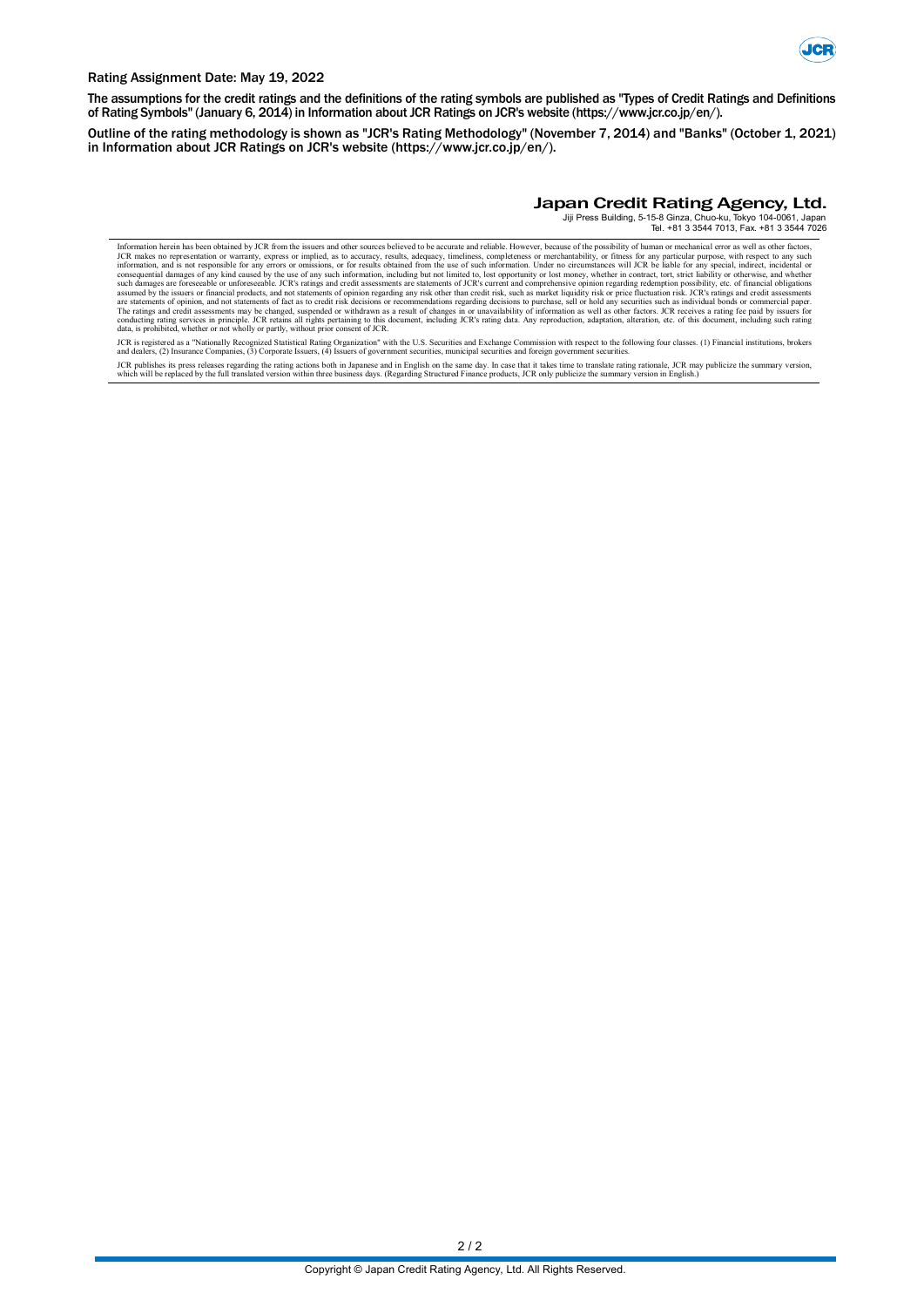Rating Assignment Date: May 19, 2022

The assumptions for the credit ratings and the definitions of the rating symbols are published as "Types of Credit Ratings and Definitions of Rating Symbols" (January 6, 2014) in Information about JCR Ratings on JCR's website (https://www.jcr.co.jp/en/).

Outline of the rating methodology is shown as "JCR's Rating Methodology" (November 7, 2014) and "Banks" (October 1, 2021) in Information about JCR Ratings on JCR's website (https://www.jcr.co.jp/en/).

**Japan Credit Rating Agency, Ltd.**
Jiji Press Building, 5-15-8 Ginza, Chuo-ku, Tokyo 104-0061, Japan
Tel. +81 3 3544 7013, Fax. +81 3 3544 7026

Information herein has been obtained by JCR from the issuers and other sources believed to be accurate and reliable. However, because of the possibility of human or mechanical error as well as other factors, JCR makes no representation or warranty, express or implied, as to accuracy, results, adequacy, timeliness, completeness or merchantability, or fitness for any particular purpose, with respect to any such information, and is not responsible for any errors or omissions, or for results obtained from the use of such information. Under no circumstances will JCR be liable for any special, indirect, incidental or consequential damages of any kind caused by the use of any such information, including but not limited to, lost opportunity or lost money, whether in contract, tort, strict liability or otherwise, and whether such damages are foreseeable or unforeseeable. JCR's ratings and credit assessments are statements of JCR's current and comprehensive opinion regarding redemption possibility, etc. of financial obligations assumed by the issuers or financial products, and not statements of opinion regarding any risk other than credit risk, such as market liquidity risk or price fluctuation risk. JCR's ratings and credit assessments are statements of opinion, and not statements of fact as to credit risk decisions or recommendations regarding decisions to purchase, sell or hold any securities such as individual bonds or commercial paper. The ratings and credit assessments may be changed, suspended or withdrawn as a result of changes in or unavailability of information as well as other factors. JCR receives a rating fee paid by issuers for conducting rating services in principle. JCR retains all rights pertaining to this document, including JCR's rating data. Any reproduction, adaptation, alteration, etc. of this document, including such rating data, is prohibited, whether or not wholly or partly, without prior consent of JCR.

JCR is registered as a "Nationally Recognized Statistical Rating Organization" with the U.S. Securities and Exchange Commission with respect to the following four classes. (1) Financial institutions, brokers and dealers, (2) Insurance Companies, (3) Corporate Issuers, (4) Issuers of government securities, municipal securities and foreign government securities.

JCR publishes its press releases regarding the rating actions both in Japanese and in English on the same day. In case that it takes time to translate rating rationale, JCR may publicize the summary version, which will be replaced by the full translated version within three business days. (Regarding Structured Finance products, JCR only publicize the summary version in English.)

Copyright © Japan Credit Rating Agency, Ltd. All Rights Reserved.